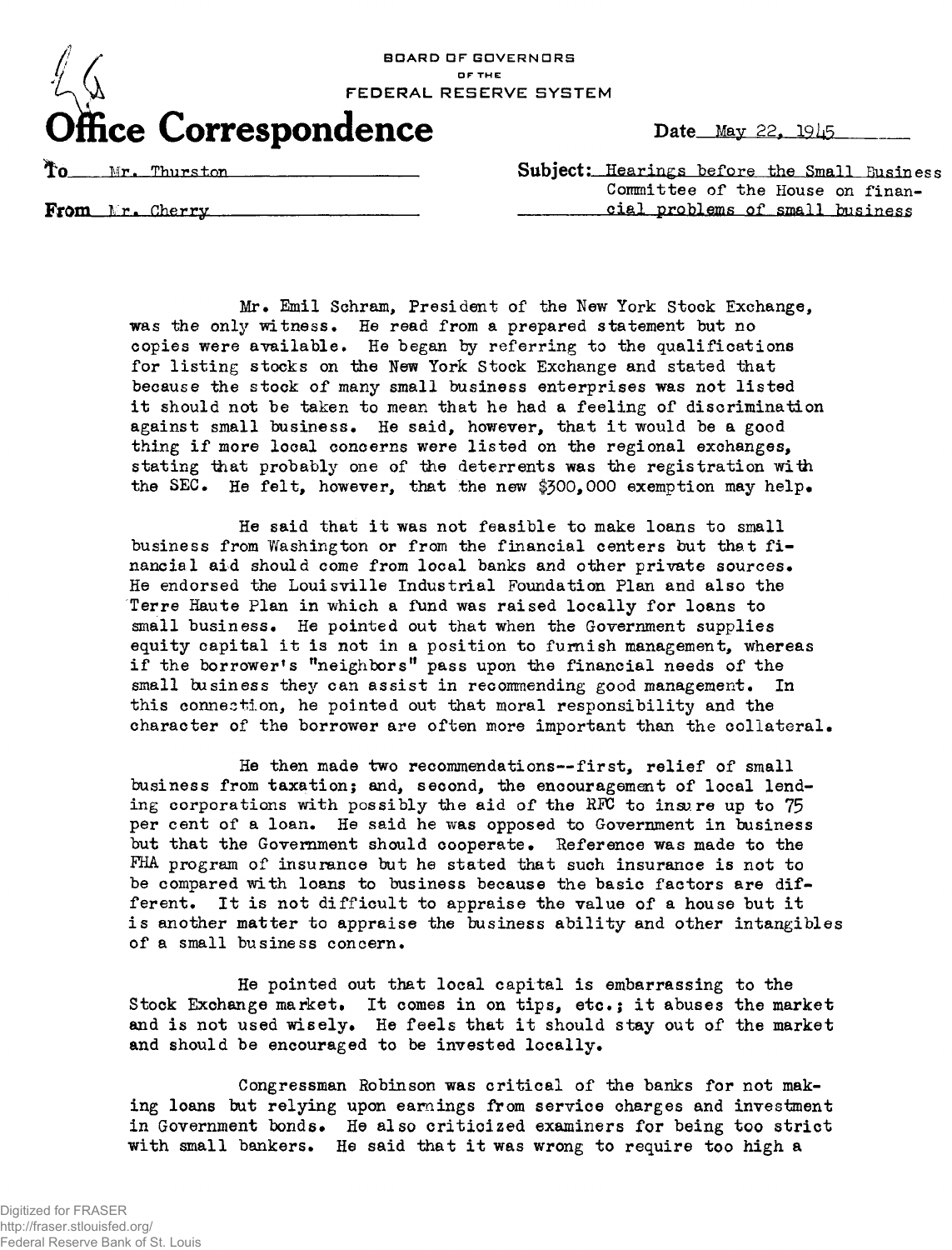BOARD OF GOVERNORS
OF THE
FEDERAL RESERVE SYSTEM

# Office Correspondence

Date May 22, 1945

To Mr. Thurston

From Mr. Cherry

Subject: Hearings before the Small Business Committee of the House on financial problems of small business

Mr. Emil Schram, President of the New York Stock Exchange, was the only witness. He read from a prepared statement but no copies were available. He began by referring to the qualifications for listing stocks on the New York Stock Exchange and stated that because the stock of many small business enterprises was not listed it should not be taken to mean that he had a feeling of discrimination against small business. He said, however, that it would be a good thing if more local concerns were listed on the regional exchanges, stating that probably one of the deterrents was the registration with the SEC. He felt, however, that the new $300,000 exemption may help.

He said that it was not feasible to make loans to small business from Washington or from the financial centers but that financial aid should come from local banks and other private sources. He endorsed the Louisville Industrial Foundation Plan and also the Terre Haute Plan in which a fund was raised locally for loans to small business. He pointed out that when the Government supplies equity capital it is not in a position to furnish management, whereas if the borrower's "neighbors" pass upon the financial needs of the small business they can assist in recommending good management. In this connection, he pointed out that moral responsibility and the character of the borrower are often more important than the collateral.

He then made two recommendations--first, relief of small business from taxation; and, second, the encouragement of local lending corporations with possibly the aid of the RFC to insure up to 75 per cent of a loan. He said he was opposed to Government in business but that the Government should cooperate. Reference was made to the FHA program of insurance but he stated that such insurance is not to be compared with loans to business because the basic factors are different. It is not difficult to appraise the value of a house but it is another matter to appraise the business ability and other intangibles of a small business concern.

He pointed out that local capital is embarrassing to the Stock Exchange market. It comes in on tips, etc.; it abuses the market and is not used wisely. He feels that it should stay out of the market and should be encouraged to be invested locally.

Congressman Robinson was critical of the banks for not making loans but relying upon earnings from service charges and investment in Government bonds. He also criticized examiners for being too strict with small bankers. He said that it was wrong to require too high a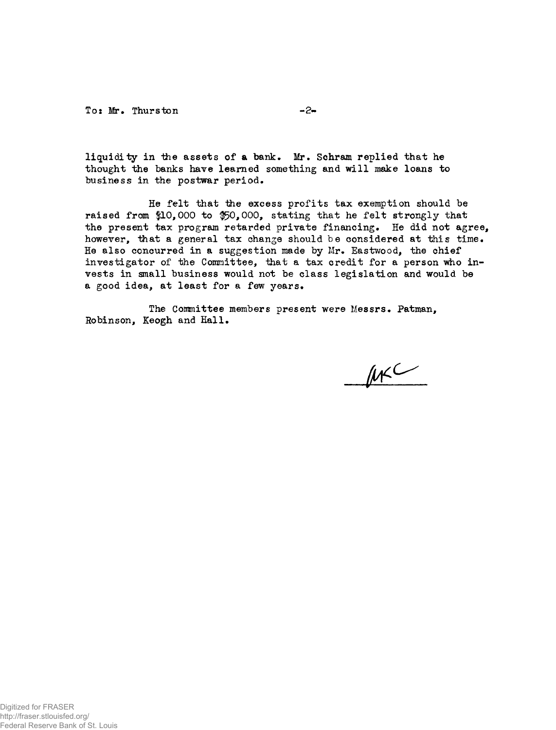To: Mr. Thurston

liquidity in the assets of a bank. Mr. Schram replied that he thought the banks have learned something and will make loans to business in the postwar period.

He felt that the excess profits tax exemption should be raised from $10,000 to $50,000, stating that he felt strongly that the present tax program retarded private financing. He did not agree, however, that a general tax change should be considered at this time. He also concurred in a suggestion made by Mr. Eastwood, the chief investigator of the Committee, that a tax credit for a person who invests in small business would not be class legislation and would be a good idea, at least for a few years.

The Committee members present were Messrs. Patman, Robinson, Keogh and Hall.

MKC